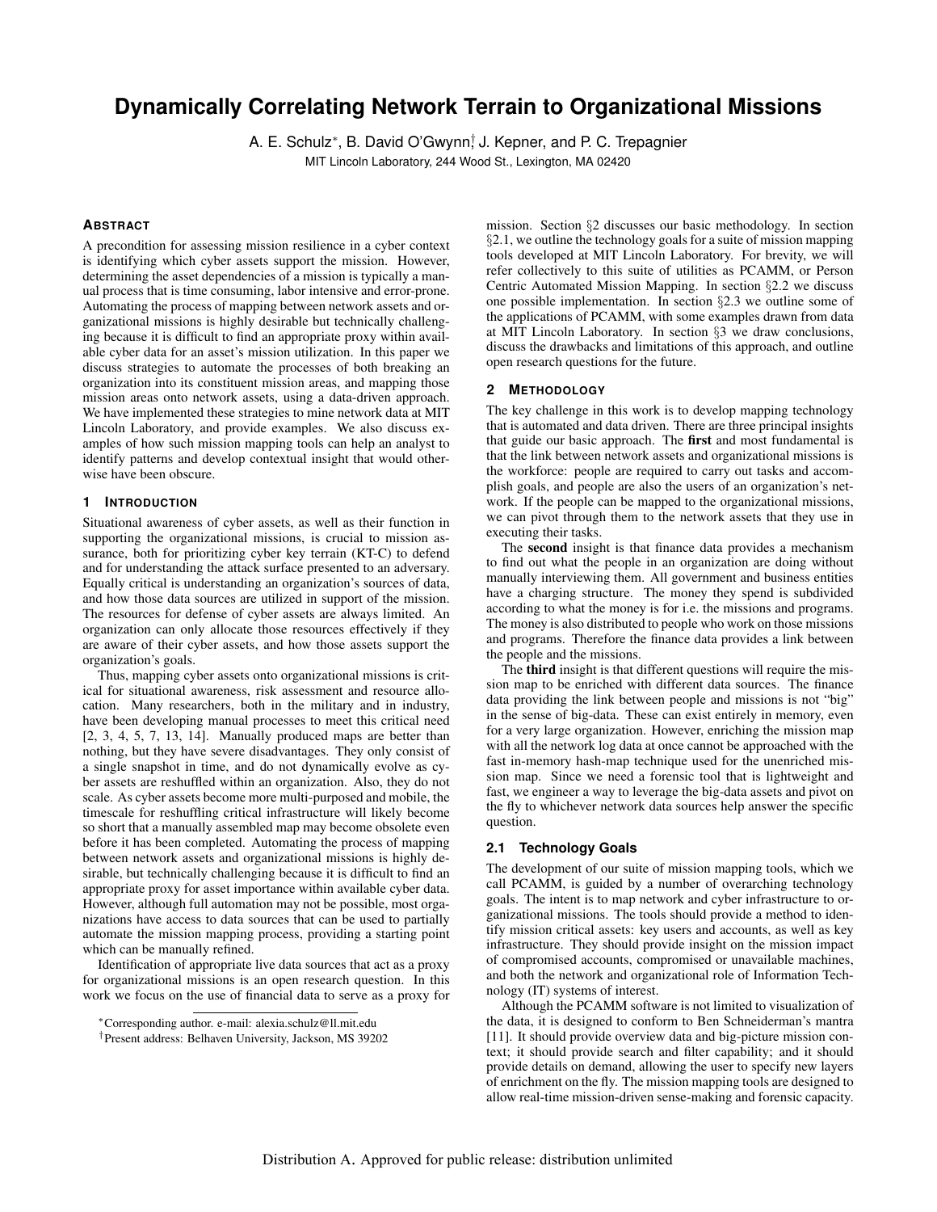# Dynamically Correlating Network Terrain to Organizational Missions

A. E. Schulz*, B. David O'Gwynn†, J. Kepner, and P. C. Trepagnier

MIT Lincoln Laboratory, 244 Wood St., Lexington, MA 02420

## Abstract

A precondition for assessing mission resilience in a cyber context is identifying which cyber assets support the mission. However, determining the asset dependencies of a mission is typically a manual process that is time consuming, labor intensive and error-prone. Automating the process of mapping between network assets and organizational missions is highly desirable but technically challenging because it is difficult to find an appropriate proxy within available cyber data for an asset's mission utilization. In this paper we discuss strategies to automate the processes of both breaking an organization into its constituent mission areas, and mapping those mission areas onto network assets, using a data-driven approach. We have implemented these strategies to mine network data at MIT Lincoln Laboratory, and provide examples. We also discuss examples of how such mission mapping tools can help an analyst to identify patterns and develop contextual insight that would otherwise have been obscure.

## 1 Introduction

Situational awareness of cyber assets, as well as their function in supporting the organizational missions, is crucial to mission assurance, both for prioritizing cyber key terrain (KT-C) to defend and for understanding the attack surface presented to an adversary. Equally critical is understanding an organization's sources of data, and how those data sources are utilized in support of the mission. The resources for defense of cyber assets are always limited. An organization can only allocate those resources effectively if they are aware of their cyber assets, and how those assets support the organization's goals.

Thus, mapping cyber assets onto organizational missions is critical for situational awareness, risk assessment and resource allocation. Many researchers, both in the military and in industry, have been developing manual processes to meet this critical need [2, 3, 4, 5, 7, 13, 14]. Manually produced maps are better than nothing, but they have severe disadvantages. They only consist of a single snapshot in time, and do not dynamically evolve as cyber assets are reshuffled within an organization. Also, they do not scale. As cyber assets become more multi-purposed and mobile, the timescale for reshuffling critical infrastructure will likely become so short that a manually assembled map may become obsolete even before it has been completed. Automating the process of mapping between network assets and organizational missions is highly desirable, but technically challenging because it is difficult to find an appropriate proxy for asset importance within available cyber data. However, although full automation may not be possible, most organizations have access to data sources that can be used to partially automate the mission mapping process, providing a starting point which can be manually refined.

Identification of appropriate live data sources that act as a proxy for organizational missions is an open research question. In this work we focus on the use of financial data to serve as a proxy for mission. Section §2 discusses our basic methodology. In section §2.1, we outline the technology goals for a suite of mission mapping tools developed at MIT Lincoln Laboratory. For brevity, we will refer collectively to this suite of utilities as PCAMM, or Person Centric Automated Mission Mapping. In section §2.2 we discuss one possible implementation. In section §2.3 we outline some of the applications of PCAMM, with some examples drawn from data at MIT Lincoln Laboratory. In section §3 we draw conclusions, discuss the drawbacks and limitations of this approach, and outline open research questions for the future.

## 2 Methodology

The key challenge in this work is to develop mapping technology that is automated and data driven. There are three principal insights that guide our basic approach. The **first** and most fundamental is that the link between network assets and organizational missions is the workforce: people are required to carry out tasks and accomplish goals, and people are also the users of an organization's network. If the people can be mapped to the organizational missions, we can pivot through them to the network assets that they use in executing their tasks.

The **second** insight is that finance data provides a mechanism to find out what the people in an organization are doing without manually interviewing them. All government and business entities have a charging structure. The money they spend is subdivided according to what the money is for i.e. the missions and programs. The money is also distributed to people who work on those missions and programs. Therefore the finance data provides a link between the people and the missions.

The **third** insight is that different questions will require the mission map to be enriched with different data sources. The finance data providing the link between people and missions is not "big" in the sense of big-data. These can exist entirely in memory, even for a very large organization. However, enriching the mission map with all the network log data at once cannot be approached with the fast in-memory hash-map technique used for the unenriched mission map. Since we need a forensic tool that is lightweight and fast, we engineer a way to leverage the big-data assets and pivot on the fly to whichever network data sources help answer the specific question.

### 2.1 Technology Goals

The development of our suite of mission mapping tools, which we call PCAMM, is guided by a number of overarching technology goals. The intent is to map network and cyber infrastructure to organizational missions. The tools should provide a method to identify mission critical assets: key users and accounts, as well as key infrastructure. They should provide insight on the mission impact of compromised accounts, compromised or unavailable machines, and both the network and organizational role of Information Technology (IT) systems of interest.

Although the PCAMM software is not limited to visualization of the data, it is designed to conform to Ben Schneiderman's mantra [11]. It should provide overview data and big-picture mission context; it should provide search and filter capability; and it should provide details on demand, allowing the user to specify new layers of enrichment on the fly. The mission mapping tools are designed to allow real-time mission-driven sense-making and forensic capacity.

*Corresponding author. e-mail: alexia.schulz@ll.mit.edu

†Present address: Belhaven University, Jackson, MS 39202

Distribution A. Approved for public release: distribution unlimited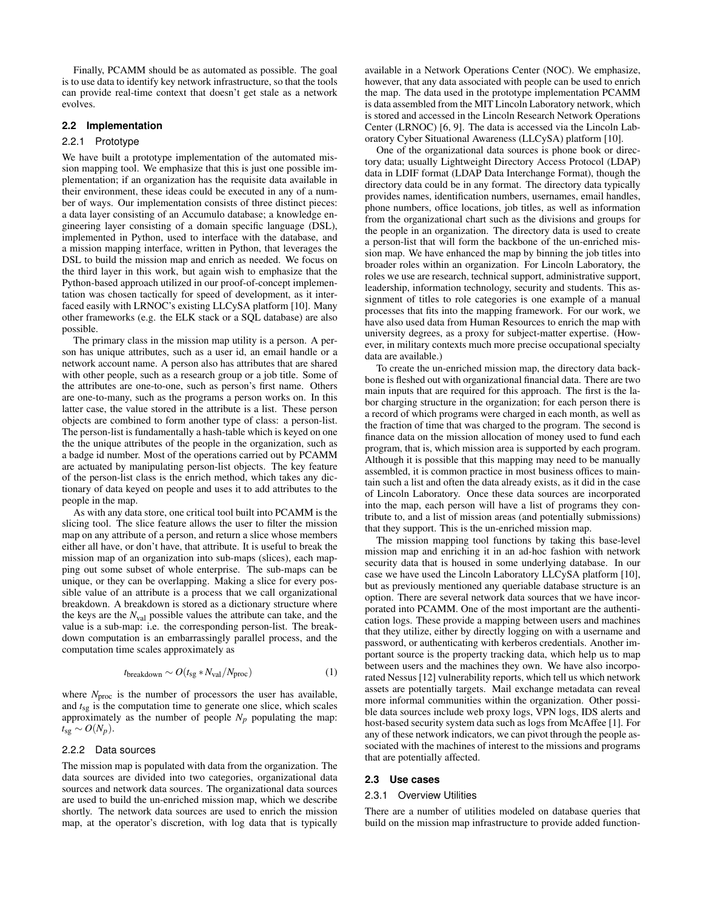Finally, PCAMM should be as automated as possible. The goal is to use data to identify key network infrastructure, so that the tools can provide real-time context that doesn't get stale as a network evolves.

### 2.2 Implementation

#### 2.2.1 Prototype

We have built a prototype implementation of the automated mission mapping tool. We emphasize that this is just one possible implementation; if an organization has the requisite data available in their environment, these ideas could be executed in any of a number of ways. Our implementation consists of three distinct pieces: a data layer consisting of an Accumulo database; a knowledge engineering layer consisting of a domain specific language (DSL), implemented in Python, used to interface with the database, and a mission mapping interface, written in Python, that leverages the DSL to build the mission map and enrich as needed. We focus on the third layer in this work, but again wish to emphasize that the Python-based approach utilized in our proof-of-concept implementation was chosen tactically for speed of development, as it interfaced easily with LRNOC's existing LLCySA platform [10]. Many other frameworks (e.g. the ELK stack or a SQL database) are also possible.

The primary class in the mission map utility is a person. A person has unique attributes, such as a user id, an email handle or a network account name. A person also has attributes that are shared with other people, such as a research group or a job title. Some of the attributes are one-to-one, such as person's first name. Others are one-to-many, such as the programs a person works on. In this latter case, the value stored in the attribute is a list. These person objects are combined to form another type of class: a person-list. The person-list is fundamentally a hash-table which is keyed on one the the unique attributes of the people in the organization, such as a badge id number. Most of the operations carried out by PCAMM are actuated by manipulating person-list objects. The key feature of the person-list class is the enrich method, which takes any dictionary of data keyed on people and uses it to add attributes to the people in the map.

As with any data store, one critical tool built into PCAMM is the slicing tool. The slice feature allows the user to filter the mission map on any attribute of a person, and return a slice whose members either all have, or don't have, that attribute. It is useful to break the mission map of an organization into sub-maps (slices), each mapping out some subset of whole enterprise. The sub-maps can be unique, or they can be overlapping. Making a slice for every possible value of an attribute is a process that we call organizational breakdown. A breakdown is stored as a dictionary structure where the keys are the $N_{\text{val}}$ possible values the attribute can take, and the value is a sub-map: i.e. the corresponding person-list. The breakdown computation is an embarrassingly parallel process, and the computation time scales approximately as

$$t_{\text{breakdown}} \sim O(t_{\text{sg}} * N_{\text{val}}/N_{\text{proc}}) \tag{1}$$

where $N_{\text{proc}}$ is the number of processors the user has available, and $t_{\text{sg}}$ is the computation time to generate one slice, which scales approximately as the number of people $N_p$ populating the map: $t_{\text{sg}} \sim O(N_p)$.

#### 2.2.2 Data sources

The mission map is populated with data from the organization. The data sources are divided into two categories, organizational data sources and network data sources. The organizational data sources are used to build the un-enriched mission map, which we describe shortly. The network data sources are used to enrich the mission map, at the operator's discretion, with log data that is typically available in a Network Operations Center (NOC). We emphasize, however, that any data associated with people can be used to enrich the map. The data used in the prototype implementation PCAMM is data assembled from the MIT Lincoln Laboratory network, which is stored and accessed in the Lincoln Research Network Operations Center (LRNOC) [6, 9]. The data is accessed via the Lincoln Laboratory Cyber Situational Awareness (LLCySA) platform [10].

One of the organizational data sources is phone book or directory data; usually Lightweight Directory Access Protocol (LDAP) data in LDIF format (LDAP Data Interchange Format), though the directory data could be in any format. The directory data typically provides names, identification numbers, usernames, email handles, phone numbers, office locations, job titles, as well as information from the organizational chart such as the divisions and groups for the people in an organization. The directory data is used to create a person-list that will form the backbone of the un-enriched mission map. We have enhanced the map by binning the job titles into broader roles within an organization. For Lincoln Laboratory, the roles we use are research, technical support, administrative support, leadership, information technology, security and students. This assignment of titles to role categories is one example of a manual processes that fits into the mapping framework. For our work, we have also used data from Human Resources to enrich the map with university degrees, as a proxy for subject-matter expertise. (However, in military contexts much more precise occupational specialty data are available.)

To create the un-enriched mission map, the directory data backbone is fleshed out with organizational financial data. There are two main inputs that are required for this approach. The first is the labor charging structure in the organization; for each person there is a record of which programs were charged in each month, as well as the fraction of time that was charged to the program. The second is finance data on the mission allocation of money used to fund each program, that is, which mission area is supported by each program. Although it is possible that this mapping may need to be manually assembled, it is common practice in most business offices to maintain such a list and often the data already exists, as it did in the case of Lincoln Laboratory. Once these data sources are incorporated into the map, each person will have a list of programs they contribute to, and a list of mission areas (and potentially submissions) that they support. This is the un-enriched mission map.

The mission mapping tool functions by taking this base-level mission map and enriching it in an ad-hoc fashion with network security data that is housed in some underlying database. In our case we have used the Lincoln Laboratory LLCySA platform [10], but as previously mentioned any queriable database structure is an option. There are several network data sources that we have incorporated into PCAMM. One of the most important are the authentication logs. These provide a mapping between users and machines that they utilize, either by directly logging on with a username and password, or authenticating with kerberos credentials. Another important source is the property tracking data, which help us to map between users and the machines they own. We have also incorporated Nessus [12] vulnerability reports, which tell us which network assets are potentially targets. Mail exchange metadata can reveal more informal communities within the organization. Other possible data sources include web proxy logs, VPN logs, IDS alerts and host-based security system data such as logs from McAffee [1]. For any of these network indicators, we can pivot through the people associated with the machines of interest to the missions and programs that are potentially affected.

### 2.3 Use cases

#### 2.3.1 Overview Utilities

There are a number of utilities modeled on database queries that build on the mission map infrastructure to provide added function-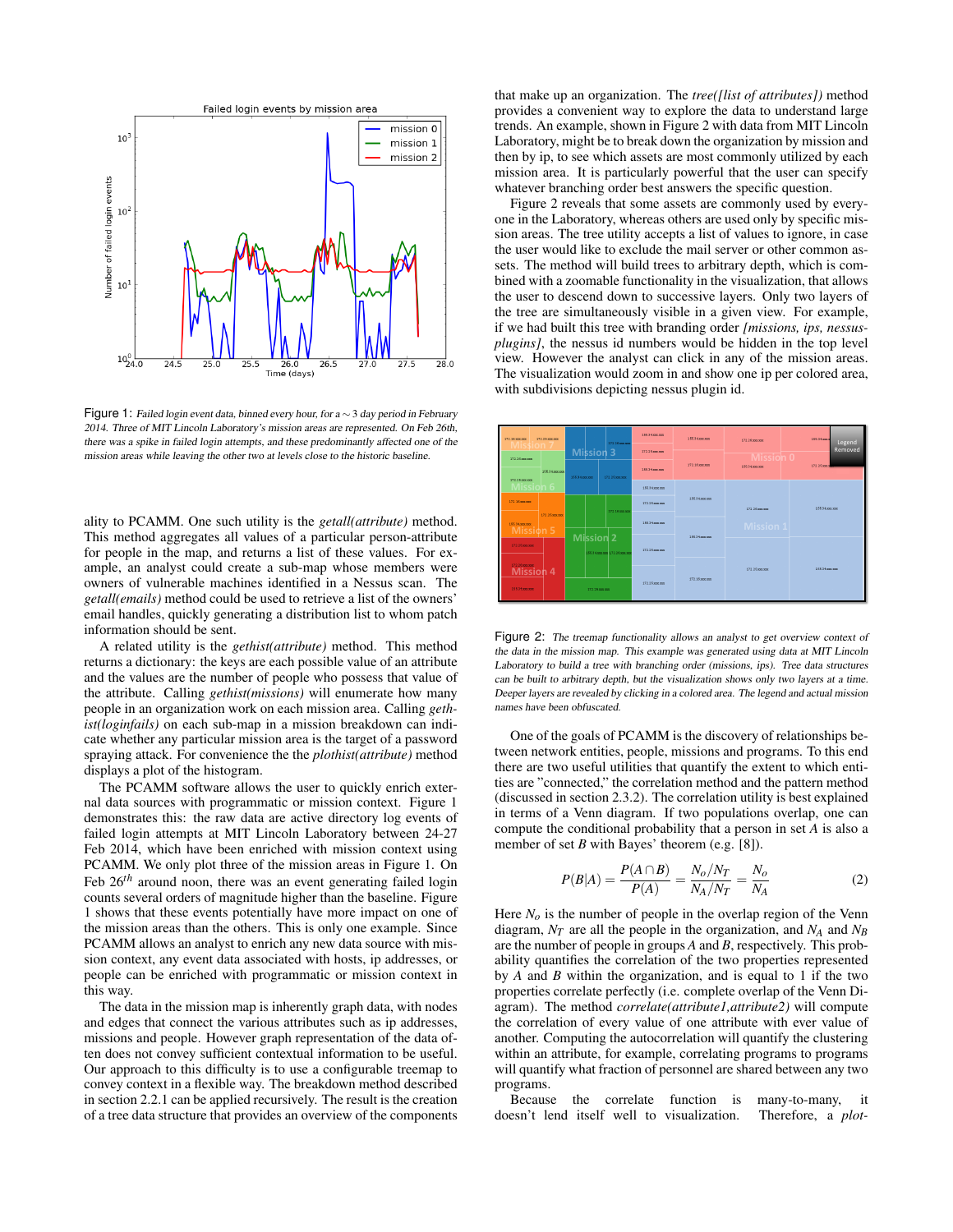Figure 1: *Failed login event data, binned every hour, for a $\sim 3$ day period in February 2014. Three of MIT Lincoln Laboratory's mission areas are represented. On Feb 26th, there was a spike in failed login attempts, and these predominantly affected one of the mission areas while leaving the other two at levels close to the historic baseline.*

ality to PCAMM. One such utility is the *getall(attribute)* method. This method aggregates all values of a particular person-attribute for people in the map, and returns a list of these values. For example, an analyst could create a sub-map whose members were owners of vulnerable machines identified in a Nessus scan. The *getall(emails)* method could be used to retrieve a list of the owners' email handles, quickly generating a distribution list to whom patch information should be sent.

A related utility is the *gethist(attribute)* method. This method returns a dictionary: the keys are each possible value of an attribute and the values are the number of people who possess that value of the attribute. Calling *gethist(missions)* will enumerate how many people in an organization work on each mission area. Calling *gethist(loginfails)* on each sub-map in a mission breakdown can indicate whether any particular mission area is the target of a password spraying attack. For convenience the the *plothist(attribute)* method displays a plot of the histogram.

The PCAMM software allows the user to quickly enrich external data sources with programmatic or mission context. Figure 1 demonstrates this: the raw data are active directory log events of failed login attempts at MIT Lincoln Laboratory between 24-27 Feb 2014, which have been enriched with mission context using PCAMM. We only plot three of the mission areas in Figure 1. On Feb $26^{th}$ around noon, there was an event generating failed login counts several orders of magnitude higher than the baseline. Figure 1 shows that these events potentially have more impact on one of the mission areas than the others. This is only one example. Since PCAMM allows an analyst to enrich any new data source with mission context, any event data associated with hosts, ip addresses, or people can be enriched with programmatic or mission context in this way.

The data in the mission map is inherently graph data, with nodes and edges that connect the various attributes such as ip addresses, missions and people. However graph representation of the data often does not convey sufficient contextual information to be useful. Our approach to this difficulty is to use a configurable treemap to convey context in a flexible way. The breakdown method described in section 2.2.1 can be applied recursively. The result is the creation of a tree data structure that provides an overview of the components that make up an organization. The *tree([list of attributes])* method provides a convenient way to explore the data to understand large trends. An example, shown in Figure 2 with data from MIT Lincoln Laboratory, might be to break down the organization by mission and then by ip, to see which assets are most commonly utilized by each mission area. It is particularly powerful that the user can specify whatever branching order best answers the specific question.

Figure 2 reveals that some assets are commonly used by everyone in the Laboratory, whereas others are used only by specific mission areas. The tree utility accepts a list of values to ignore, in case the user would like to exclude the mail server or other common assets. The method will build trees to arbitrary depth, which is combined with a zoomable functionality in the visualization, that allows the user to descend down to successive layers. Only two layers of the tree are simultaneously visible in a given view. For example, if we had built this tree with branching order *[missions, ips, nessus-plugins]*, the nessus id numbers would be hidden in the top level view. However the analyst can click in any of the mission areas. The visualization would zoom in and show one ip per colored area, with subdivisions depicting nessus plugin id.

Figure 2: *The treemap functionality allows an analyst to get overview context of the data in the mission map. This example was generated using data at MIT Lincoln Laboratory to build a tree with branching order (missions, ips). Tree data structures can be built to arbitrary depth, but the visualization shows only two layers at a time. Deeper layers are revealed by clicking in a colored area. The legend and actual mission names have been obfuscated.*

One of the goals of PCAMM is the discovery of relationships between network entities, people, missions and programs. To this end there are two useful utilities that quantify the extent to which entities are "connected," the correlation method and the pattern method (discussed in section 2.3.2). The correlation utility is best explained in terms of a Venn diagram. If two populations overlap, one can compute the conditional probability that a person in set $A$ is also a member of set $B$ with Bayes' theorem (e.g. [8]).

$$P(B|A) = \frac{P(A \cap B)}{P(A)} = \frac{N_o/N_T}{N_A/N_T} = \frac{N_o}{N_A} \quad (2)$$

Here $N_o$ is the number of people in the overlap region of the Venn diagram, $N_T$ are all the people in the organization, and $N_A$ and $N_B$ are the number of people in groups $A$ and $B$, respectively. This probability quantifies the correlation of the two properties represented by $A$ and $B$ within the organization, and is equal to 1 if the two properties correlate perfectly (i.e. complete overlap of the Venn Diagram). The method *correlate(attribute1,attribute2)* will compute the correlation of every value of one attribute with ever value of another. Computing the autocorrelation will quantify the clustering within an attribute, for example, correlating programs to programs will quantify what fraction of personnel are shared between any two programs.

Because the correlate function is many-to-many, it doesn't lend itself well to visualization. Therefore, a *plot-*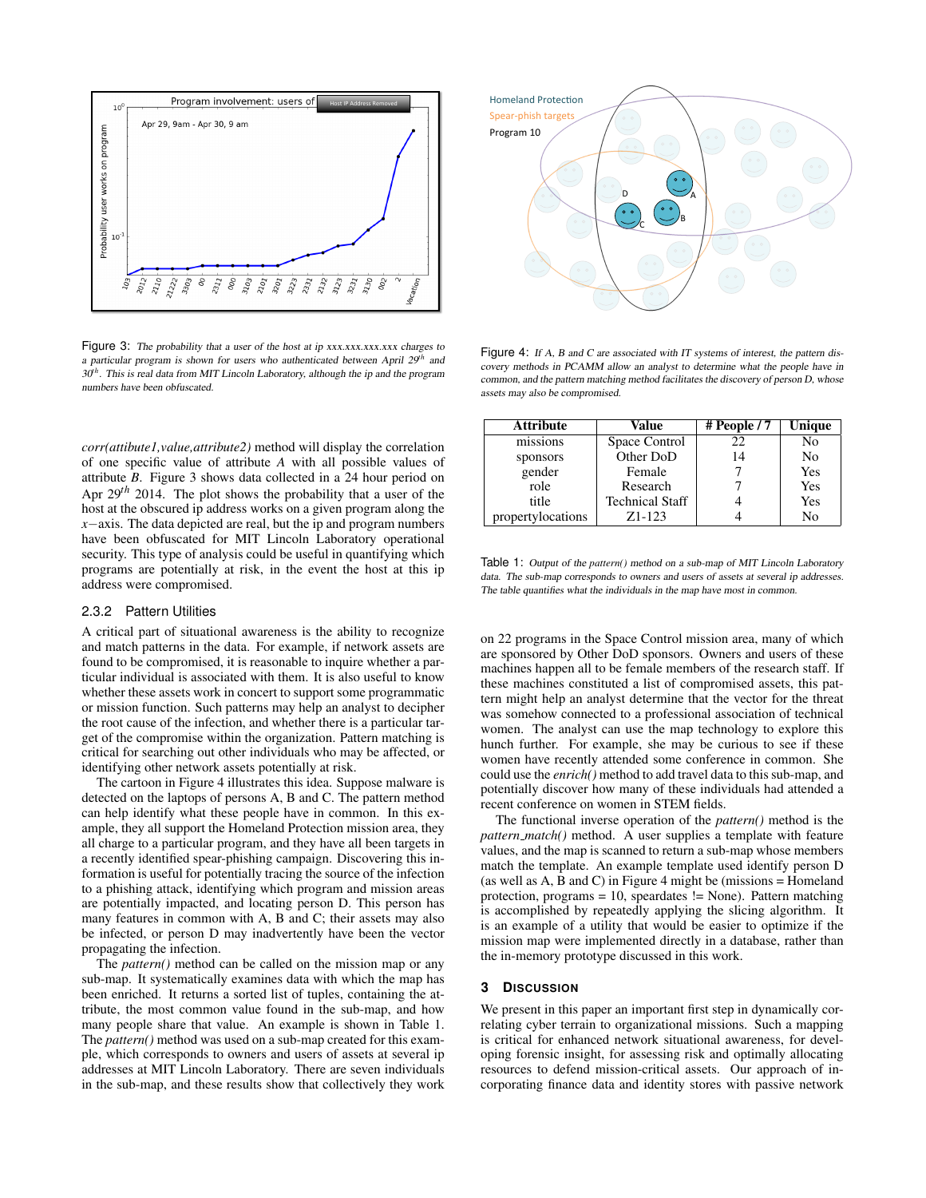Figure 3: *The probability that a user of the host at ip xxx.xxx.xxx.xxx charges to a particular program is shown for users who authenticated between April 29th and 30th. This is real data from MIT Lincoln Laboratory, although the ip and the program numbers have been obfuscated.*

Figure 4: *If A, B and C are associated with IT systems of interest, the pattern discovery methods in PCAMM allow an analyst to determine what the people have in common, and the pattern matching method facilitates the discovery of person D, whose assets may also be compromised.*

*corr(attibute1,value,attribute2)* method will display the correlation of one specific value of attribute *A* with all possible values of attribute *B*. Figure 3 shows data collected in a 24 hour period on Apr 29th 2014. The plot shows the probability that a user of the host at the obscured ip address works on a given program along the *x*−axis. The data depicted are real, but the ip and program numbers have been obfuscated for MIT Lincoln Laboratory operational security. This type of analysis could be useful in quantifying which programs are potentially at risk, in the event the host at this ip address were compromised.

### 2.3.2 Pattern Utilities

A critical part of situational awareness is the ability to recognize and match patterns in the data. For example, if network assets are found to be compromised, it is reasonable to inquire whether a particular individual is associated with them. It is also useful to know whether these assets work in concert to support some programmatic or mission function. Such patterns may help an analyst to decipher the root cause of the infection, and whether there is a particular target of the compromise within the organization. Pattern matching is critical for searching out other individuals who may be affected, or identifying other network assets potentially at risk.

The cartoon in Figure 4 illustrates this idea. Suppose malware is detected on the laptops of persons A, B and C. The pattern method can help identify what these people have in common. In this example, they all support the Homeland Protection mission area, they all charge to a particular program, and they have all been targets in a recently identified spear-phishing campaign. Discovering this information is useful for potentially tracing the source of the infection to a phishing attack, identifying which program and mission areas are potentially impacted, and locating person D. This person has many features in common with A, B and C; their assets may also be infected, or person D may inadvertently have been the vector propagating the infection.

The *pattern()* method can be called on the mission map or any sub-map. It systematically examines data with which the map has been enriched. It returns a sorted list of tuples, containing the attribute, the most common value found in the sub-map, and how many people share that value. An example is shown in Table 1. The *pattern()* method was used on a sub-map created for this example, which corresponds to owners and users of assets at several ip addresses at MIT Lincoln Laboratory. There are seven individuals in the sub-map, and these results show that collectively they work

| Attribute | Value | # People / 7 | Unique |
|---|---|---|---|
| missions | Space Control | 22 | No |
| sponsors | Other DoD | 14 | No |
| gender | Female | 7 | Yes |
| role | Research | 7 | Yes |
| title | Technical Staff | 4 | Yes |
| propertylocations | Z1-123 | 4 | No |

Table 1: *Output of the pattern() method on a sub-map of MIT Lincoln Laboratory data. The sub-map corresponds to owners and users of assets at several ip addresses. The table quantifies what the individuals in the map have most in common.*

on 22 programs in the Space Control mission area, many of which are sponsored by Other DoD sponsors. Owners and users of these machines happen all to be female members of the research staff. If these machines constituted a list of compromised assets, this pattern might help an analyst determine that the vector for the threat was somehow connected to a professional association of technical women. The analyst can use the map technology to explore this hunch further. For example, she may be curious to see if these women have recently attended some conference in common. She could use the *enrich()* method to add travel data to this sub-map, and potentially discover how many of these individuals had attended a recent conference on women in STEM fields.

The functional inverse operation of the *pattern()* method is the *pattern_match()* method. A user supplies a template with feature values, and the map is scanned to return a sub-map whose members match the template. An example template used identify person D (as well as A, B and C) in Figure 4 might be (missions = Homeland protection, programs = 10, speardates != None). Pattern matching is accomplished by repeatedly applying the slicing algorithm. It is an example of a utility that would be easier to optimize if the mission map were implemented directly in a database, rather than the in-memory prototype discussed in this work.

## 3 Discussion

We present in this paper an important first step in dynamically correlating cyber terrain to organizational missions. Such a mapping is critical for enhanced network situational awareness, for developing forensic insight, for assessing risk and optimally allocating resources to defend mission-critical assets. Our approach of incorporating finance data and identity stores with passive network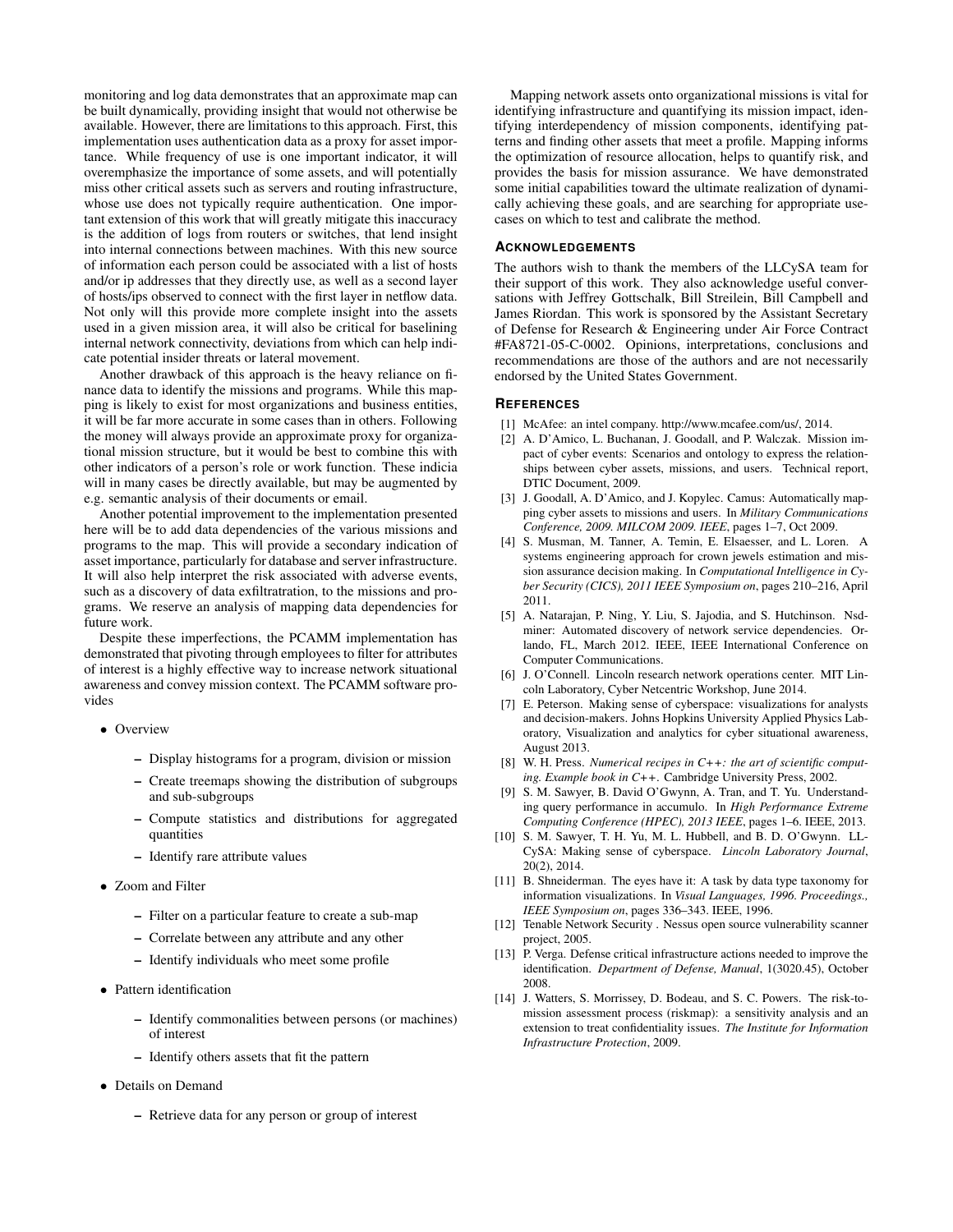monitoring and log data demonstrates that an approximate map can be built dynamically, providing insight that would not otherwise be available. However, there are limitations to this approach. First, this implementation uses authentication data as a proxy for asset importance. While frequency of use is one important indicator, it will overemphasize the importance of some assets, and will potentially miss other critical assets such as servers and routing infrastructure, whose use does not typically require authentication. One important extension of this work that will greatly mitigate this inaccuracy is the addition of logs from routers or switches, that lend insight into internal connections between machines. With this new source of information each person could be associated with a list of hosts and/or ip addresses that they directly use, as well as a second layer of hosts/ips observed to connect with the first layer in netflow data. Not only will this provide more complete insight into the assets used in a given mission area, it will also be critical for baselining internal network connectivity, deviations from which can help indicate potential insider threats or lateral movement.

Another drawback of this approach is the heavy reliance on finance data to identify the missions and programs. While this mapping is likely to exist for most organizations and business entities, it will be far more accurate in some cases than in others. Following the money will always provide an approximate proxy for organizational mission structure, but it would be best to combine this with other indicators of a person's role or work function. These indicia will in many cases be directly available, but may be augmented by e.g. semantic analysis of their documents or email.

Another potential improvement to the implementation presented here will be to add data dependencies of the various missions and programs to the map. This will provide a secondary indication of asset importance, particularly for database and server infrastructure. It will also help interpret the risk associated with adverse events, such as a discovery of data exfiltratration, to the missions and programs. We reserve an analysis of mapping data dependencies for future work.

Despite these imperfections, the PCAMM implementation has demonstrated that pivoting through employees to filter for attributes of interest is a highly effective way to increase network situational awareness and convey mission context. The PCAMM software provides

- Overview
  - Display histograms for a program, division or mission
  - Create treemaps showing the distribution of subgroups and sub-subgroups
  - Compute statistics and distributions for aggregated quantities
  - Identify rare attribute values
- Zoom and Filter
  - Filter on a particular feature to create a sub-map
  - Correlate between any attribute and any other
  - Identify individuals who meet some profile
- Pattern identification
  - Identify commonalities between persons (or machines) of interest
  - Identify others assets that fit the pattern
- Details on Demand
  - Retrieve data for any person or group of interest

Mapping network assets onto organizational missions is vital for identifying infrastructure and quantifying its mission impact, identifying interdependency of mission components, identifying patterns and finding other assets that meet a profile. Mapping informs the optimization of resource allocation, helps to quantify risk, and provides the basis for mission assurance. We have demonstrated some initial capabilities toward the ultimate realization of dynamically achieving these goals, and are searching for appropriate use-cases on which to test and calibrate the method.

## ACKNOWLEDGEMENTS

The authors wish to thank the members of the LLCySA team for their support of this work. They also acknowledge useful conversations with Jeffrey Gottschalk, Bill Streilein, Bill Campbell and James Riordan. This work is sponsored by the Assistant Secretary of Defense for Research & Engineering under Air Force Contract #FA8721-05-C-0002. Opinions, interpretations, conclusions and recommendations are those of the authors and are not necessarily endorsed by the United States Government.

## REFERENCES

[1] McAfee: an intel company. http://www.mcafee.com/us/, 2014.

[2] A. D'Amico, L. Buchanan, J. Goodall, and P. Walczak. Mission impact of cyber events: Scenarios and ontology to express the relationships between cyber assets, missions, and users. Technical report, DTIC Document, 2009.

[3] J. Goodall, A. D'Amico, and J. Kopylec. Camus: Automatically mapping cyber assets to missions and users. In *Military Communications Conference, 2009. MILCOM 2009. IEEE*, pages 1–7, Oct 2009.

[4] S. Musman, M. Tanner, A. Temin, E. Elsaesser, and L. Loren. A systems engineering approach for crown jewels estimation and mission assurance decision making. In *Computational Intelligence in Cyber Security (CICS), 2011 IEEE Symposium on*, pages 210–216, April 2011.

[5] A. Natarajan, P. Ning, Y. Liu, S. Jajodia, and S. Hutchinson. Nsdminer: Automated discovery of network service dependencies. Orlando, FL, March 2012. IEEE, IEEE International Conference on Computer Communications.

[6] J. O'Connell. Lincoln research network operations center. MIT Lincoln Laboratory, Cyber Netcentric Workshop, June 2014.

[7] E. Peterson. Making sense of cyberspace: visualizations for analysts and decision-makers. Johns Hopkins University Applied Physics Laboratory, Visualization and analytics for cyber situational awareness, August 2013.

[8] W. H. Press. *Numerical recipes in C++: the art of scientific computing. Example book in C++*. Cambridge University Press, 2002.

[9] S. M. Sawyer, B. David O'Gwynn, A. Tran, and T. Yu. Understanding query performance in accumulo. In *High Performance Extreme Computing Conference (HPEC), 2013 IEEE*, pages 1–6. IEEE, 2013.

[10] S. M. Sawyer, T. H. Yu, M. L. Hubbell, and B. D. O'Gwynn. LLCySA: Making sense of cyberspace. *Lincoln Laboratory Journal*, 20(2), 2014.

[11] B. Shneiderman. The eyes have it: A task by data type taxonomy for information visualizations. In *Visual Languages, 1996. Proceedings., IEEE Symposium on*, pages 336–343. IEEE, 1996.

[12] Tenable Network Security . Nessus open source vulnerability scanner project, 2005.

[13] P. Verga. Defense critical infrastructure actions needed to improve the identification. *Department of Defense, Manual*, 1(3020.45), October 2008.

[14] J. Watters, S. Morrissey, D. Bodeau, and S. C. Powers. The risk-to-mission assessment process (riskmap): a sensitivity analysis and an extension to treat confidentiality issues. *The Institute for Information Infrastructure Protection*, 2009.